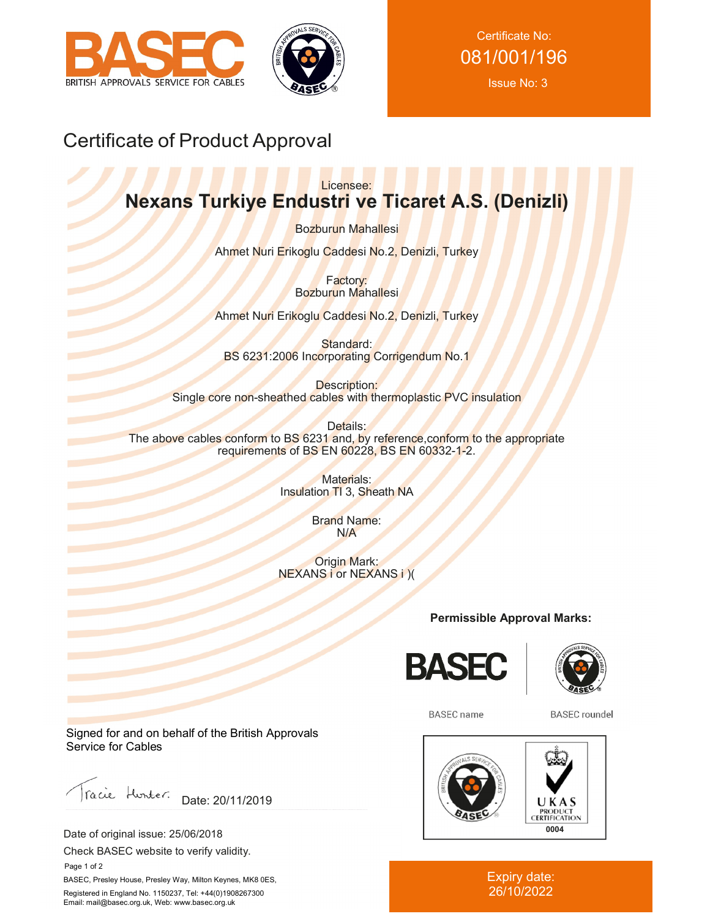BASEC
BRITISH APPROVALS SERVICE FOR CABLES

Certificate No:
081/001/196
Issue No: 3

# Certificate of Product Approval

Licensee:
**Nexans Turkiye Endustri ve Ticaret A.S. (Denizli)**

Bozburun Mahallesi

Ahmet Nuri Erikoglu Caddesi No.2, Denizli, Turkey

Factory:
Bozburun Mahallesi

Ahmet Nuri Erikoglu Caddesi No.2, Denizli, Turkey

Standard:
BS 6231:2006 Incorporating Corrigendum No.1

Description:
Single core non-sheathed cables with thermoplastic PVC insulation

Details:
The above cables conform to BS 6231 and, by reference,conform to the appropriate requirements of BS EN 60228, BS EN 60332-1-2.

Materials:
Insulation TI 3, Sheath NA

Brand Name:
N/A

Origin Mark:
NEXANS i or NEXANS i )(

**Permissible Approval Marks:**

BASEC name | BASEC roundel

UKAS PRODUCT CERTIFICATION 0004

Signed for and on behalf of the British Approvals Service for Cables

Tracie Hunter. Date: 20/11/2019

Date of original issue: 25/06/2018

Check BASEC website to verify validity.

BASEC, Presley House, Presley Way, Milton Keynes, MK8 0ES,

Registered in England No. 1150237, Tel: +44(0)1908267300
Email: mail@basec.org.uk, Web: www.basec.org.uk

Expiry date:
26/10/2022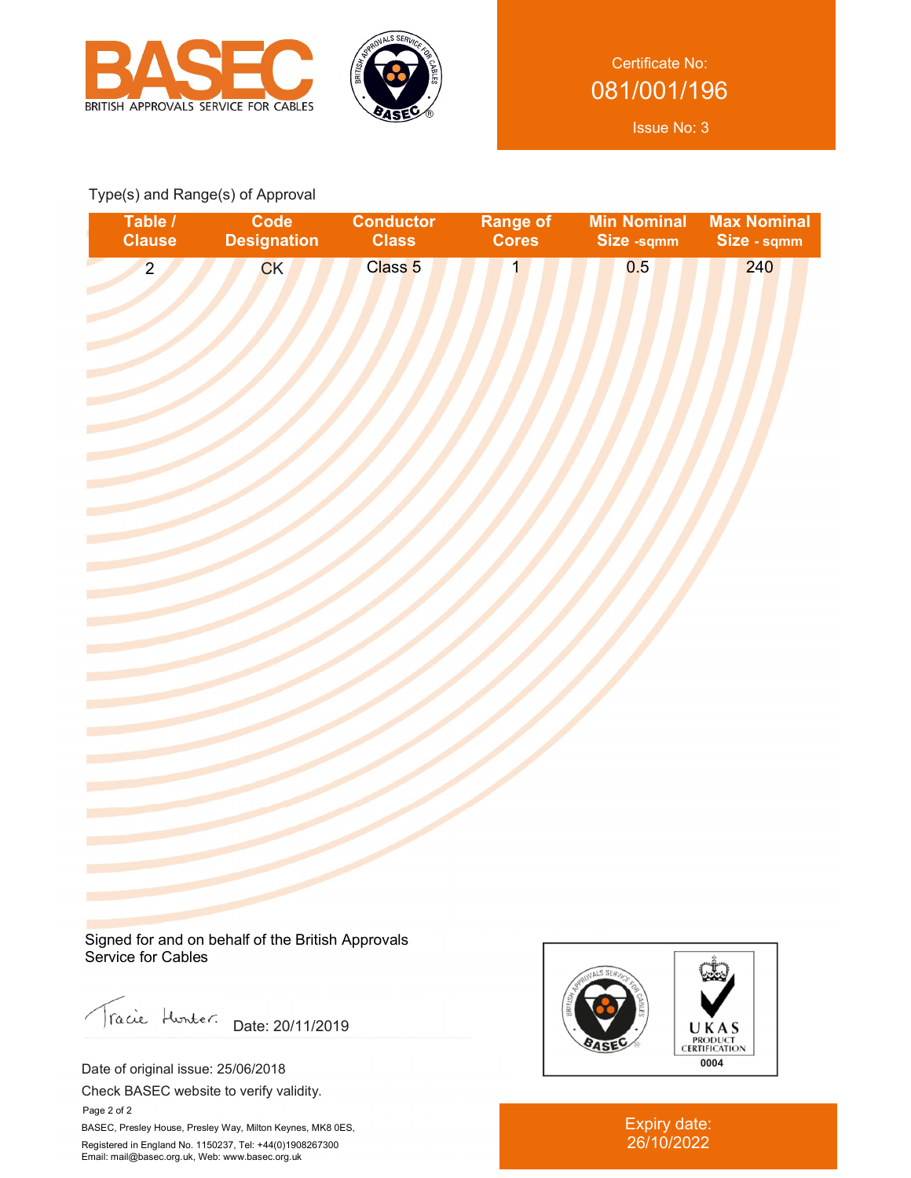BASEC

BRITISH APPROVALS SERVICE FOR CABLES

Certificate No:
081/001/196

Issue No: 3

Type(s) and Range(s) of Approval

| Table / Clause | Code Designation | Conductor Class | Range of Cores | Min Nominal Size -sqmm | Max Nominal Size - sqmm |
|---|---|---|---|---|---|
| 2 | CK | Class 5 | 1 | 0.5 | 240 |

Signed for and on behalf of the British Approvals Service for Cables

Date: 20/11/2019

Date of original issue: 25/06/2018

Check BASEC website to verify validity.

BASEC, Presley House, Presley Way, Milton Keynes, MK8 0ES,

Registered in England No. 1150237, Tel: +44(0)1908267300

Email: mail@basec.org.uk, Web: www.basec.org.uk

UKAS PRODUCT CERTIFICATION 0004

Expiry date:
26/10/2022